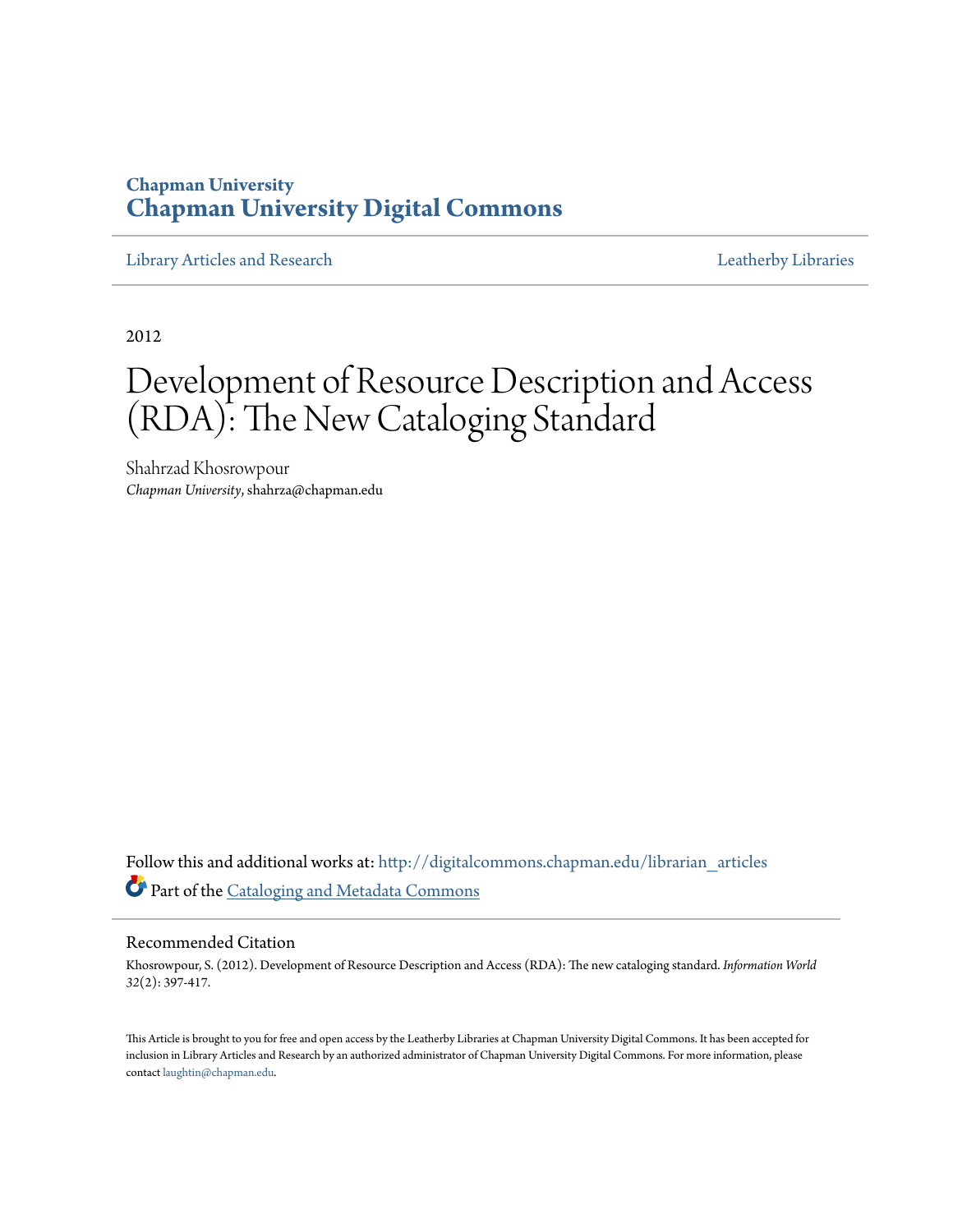Chapman University
**Chapman University Digital Commons**

Library Articles and Research | Leatherby Libraries

2012

# Development of Resource Description and Access (RDA): The New Cataloging Standard

Shahrzad Khosrowpour
*Chapman University*, shahrza@chapman.edu

Follow this and additional works at: http://digitalcommons.chapman.edu/librarian_articles

Part of the Cataloging and Metadata Commons

## Recommended Citation

Khosrowpour, S. (2012). Development of Resource Description and Access (RDA): The new cataloging standard. *Information World* 32(2): 397-417.

This Article is brought to you for free and open access by the Leatherby Libraries at Chapman University Digital Commons. It has been accepted for inclusion in Library Articles and Research by an authorized administrator of Chapman University Digital Commons. For more information, please contact laughtin@chapman.edu.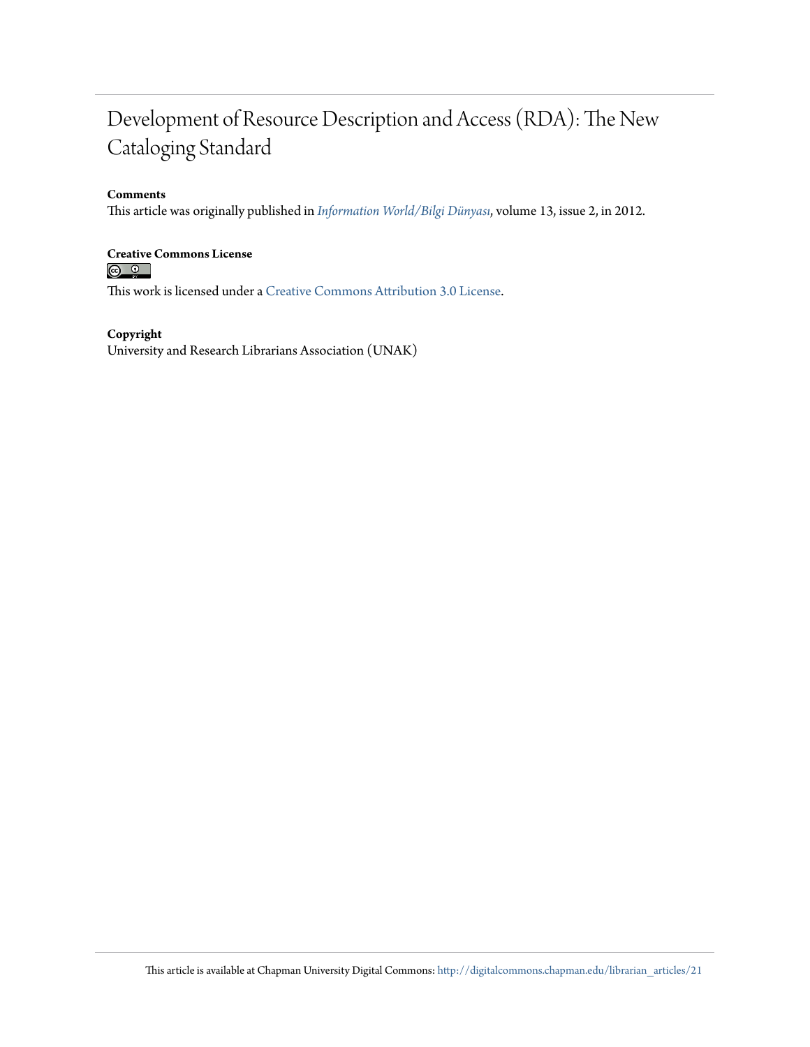# Development of Resource Description and Access (RDA): The New Cataloging Standard

**Comments**

This article was originally published in *Information World/Bilgi Dünyası*, volume 13, issue 2, in 2012.

**Creative Commons License**

This work is licensed under a Creative Commons Attribution 3.0 License.

**Copyright**

University and Research Librarians Association (UNAK)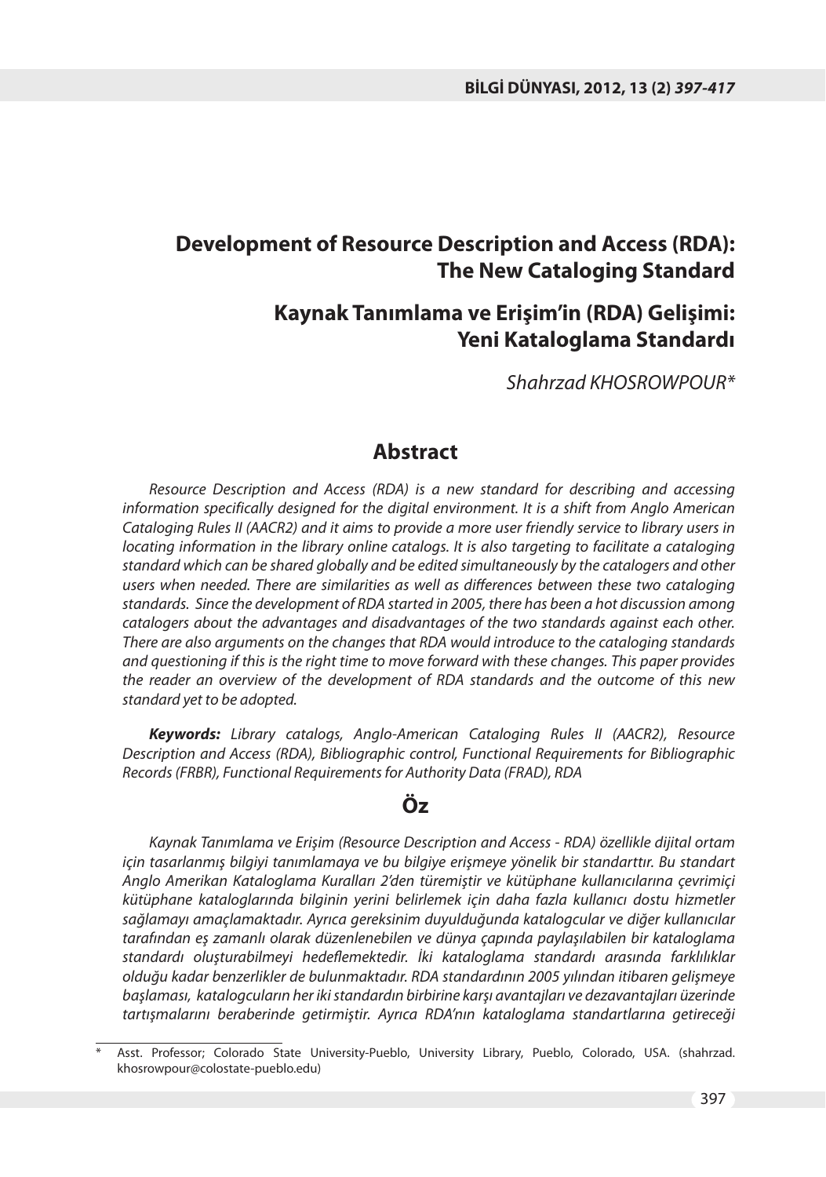# Development of Resource Description and Access (RDA): The New Cataloging Standard

# Kaynak Tanımlama ve Erişim'in (RDA) Gelişimi: Yeni Kataloglama Standardı

*Shahrzad KHOSROWPOUR\**

## Abstract

*Resource Description and Access (RDA) is a new standard for describing and accessing information specifically designed for the digital environment. It is a shift from Anglo American Cataloging Rules II (AACR2) and it aims to provide a more user friendly service to library users in locating information in the library online catalogs. It is also targeting to facilitate a cataloging standard which can be shared globally and be edited simultaneously by the catalogers and other users when needed. There are similarities as well as differences between these two cataloging standards. Since the development of RDA started in 2005, there has been a hot discussion among catalogers about the advantages and disadvantages of the two standards against each other. There are also arguments on the changes that RDA would introduce to the cataloging standards and questioning if this is the right time to move forward with these changes. This paper provides the reader an overview of the development of RDA standards and the outcome of this new standard yet to be adopted.*

***Keywords:*** *Library catalogs, Anglo-American Cataloging Rules II (AACR2), Resource Description and Access (RDA), Bibliographic control, Functional Requirements for Bibliographic Records (FRBR), Functional Requirements for Authority Data (FRAD), RDA*

## Öz

*Kaynak Tanımlama ve Erişim (Resource Description and Access - RDA) özellikle dijital ortam için tasarlanmış bilgiyi tanımlamaya ve bu bilgiye erişmeye yönelik bir standarttır. Bu standart Anglo Amerikan Kataloglama Kuralları 2'den türemiştir ve kütüphane kullanıcılarına çevrimiçi kütüphane kataloglarında bilginin yerini belirlemek için daha fazla kullanıcı dostu hizmetler sağlamayı amaçlamaktadır. Ayrıca gereksinim duyulduğunda katalogcular ve diğer kullanıcılar tarafından eş zamanlı olarak düzenlenebilen ve dünya çapında paylaşılabilen bir kataloglama standardı oluşturabilmeyi hedeflemektedir. İki kataloglama standardı arasında farklılıklar olduğu kadar benzerlikler de bulunmaktadır. RDA standardının 2005 yılından itibaren gelişmeye başlaması, katalogcuların her iki standardın birbirine karşı avantajları ve dezavantajları üzerinde tartışmalarını beraberinde getirmiştir. Ayrıca RDA'nın kataloglama standartlarına getireceği*

\* Asst. Professor; Colorado State University-Pueblo, University Library, Pueblo, Colorado, USA. (shahrzad.khosrowpour@colostate-pueblo.edu)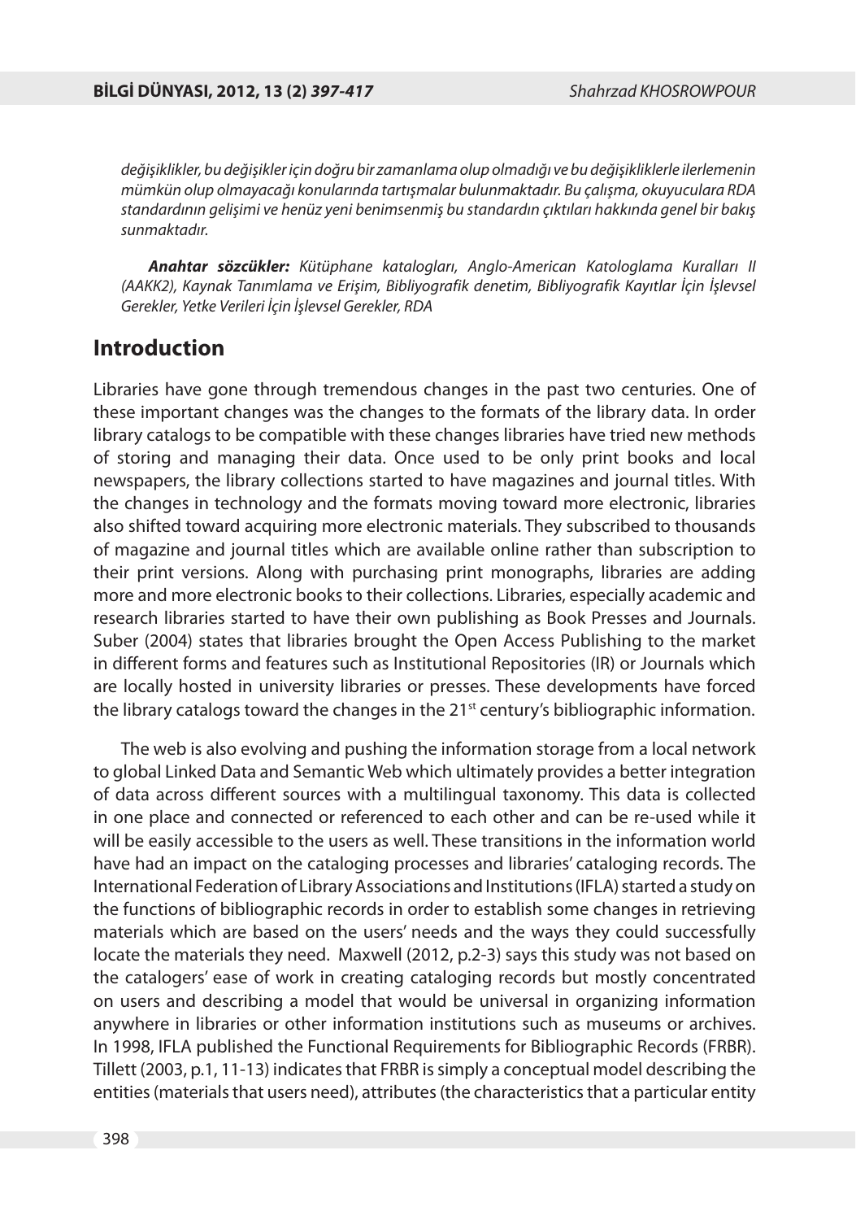*değişiklikler, bu değişikler için doğru bir zamanlama olup olmadığı ve bu değişikliklerle ilerlemenin mümkün olup olmayacağı konularında tartışmalar bulunmaktadır. Bu çalışma, okuyuculara RDA standardının gelişimi ve henüz yeni benimsenmiş bu standardın çıktıları hakkında genel bir bakış sunmaktadır.*

***Anahtar sözcükler:*** *Kütüphane katalogları, Anglo-American Katologlama Kuralları II (AAKK2), Kaynak Tanımlama ve Erişim, Bibliyografik denetim, Bibliyografik Kayıtlar İçin İşlevsel Gerekler, Yetke Verileri İçin İşlevsel Gerekler, RDA*

## Introduction

Libraries have gone through tremendous changes in the past two centuries. One of these important changes was the changes to the formats of the library data. In order library catalogs to be compatible with these changes libraries have tried new methods of storing and managing their data. Once used to be only print books and local newspapers, the library collections started to have magazines and journal titles. With the changes in technology and the formats moving toward more electronic, libraries also shifted toward acquiring more electronic materials. They subscribed to thousands of magazine and journal titles which are available online rather than subscription to their print versions. Along with purchasing print monographs, libraries are adding more and more electronic books to their collections. Libraries, especially academic and research libraries started to have their own publishing as Book Presses and Journals. Suber (2004) states that libraries brought the Open Access Publishing to the market in different forms and features such as Institutional Repositories (IR) or Journals which are locally hosted in university libraries or presses. These developments have forced the library catalogs toward the changes in the 21st century's bibliographic information.

The web is also evolving and pushing the information storage from a local network to global Linked Data and Semantic Web which ultimately provides a better integration of data across different sources with a multilingual taxonomy. This data is collected in one place and connected or referenced to each other and can be re-used while it will be easily accessible to the users as well. These transitions in the information world have had an impact on the cataloging processes and libraries' cataloging records. The International Federation of Library Associations and Institutions (IFLA) started a study on the functions of bibliographic records in order to establish some changes in retrieving materials which are based on the users' needs and the ways they could successfully locate the materials they need. Maxwell (2012, p.2-3) says this study was not based on the catalogers' ease of work in creating cataloging records but mostly concentrated on users and describing a model that would be universal in organizing information anywhere in libraries or other information institutions such as museums or archives. In 1998, IFLA published the Functional Requirements for Bibliographic Records (FRBR). Tillett (2003, p.1, 11-13) indicates that FRBR is simply a conceptual model describing the entities (materials that users need), attributes (the characteristics that a particular entity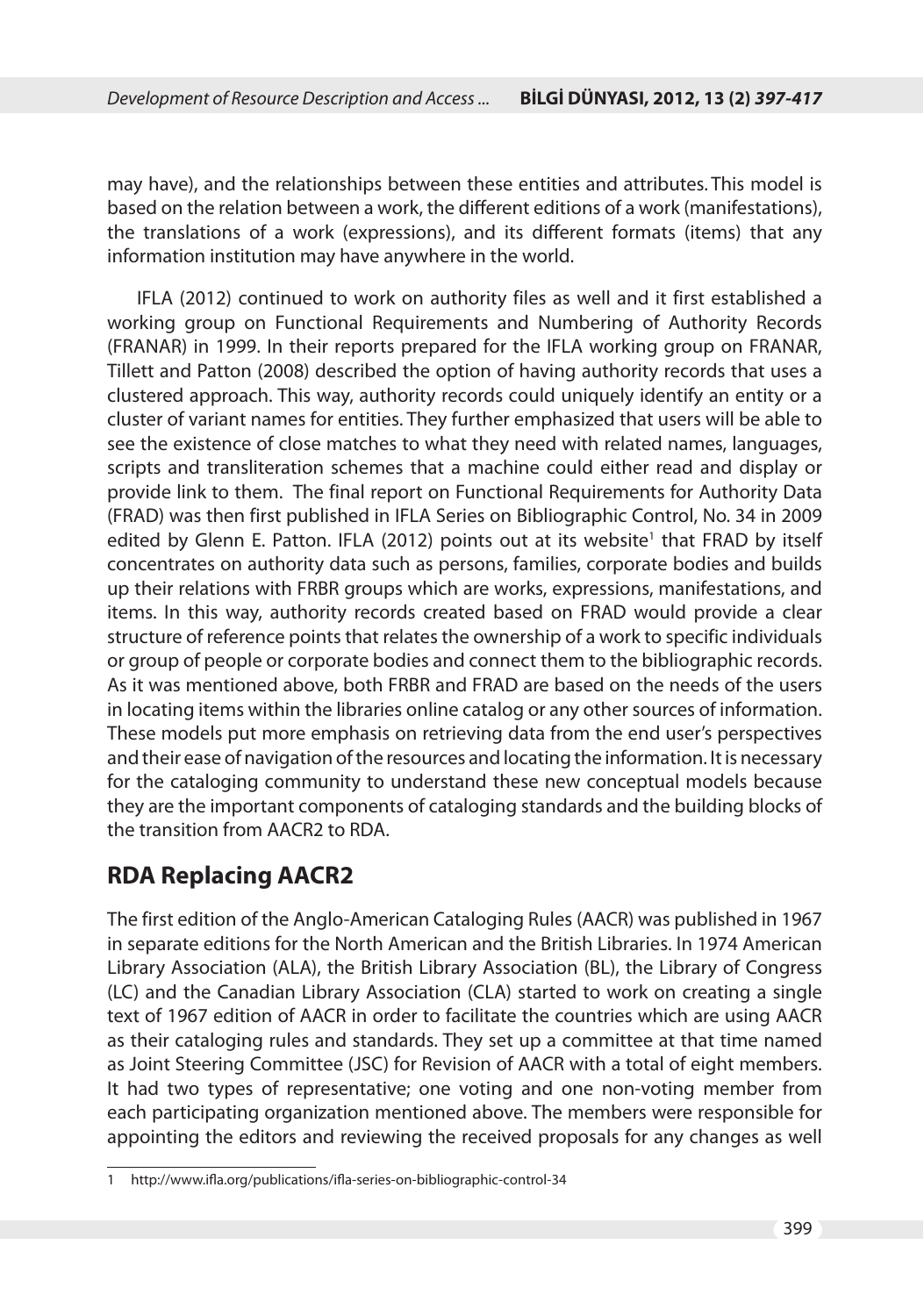may have), and the relationships between these entities and attributes. This model is based on the relation between a work, the different editions of a work (manifestations), the translations of a work (expressions), and its different formats (items) that any information institution may have anywhere in the world.

IFLA (2012) continued to work on authority files as well and it first established a working group on Functional Requirements and Numbering of Authority Records (FRANAR) in 1999. In their reports prepared for the IFLA working group on FRANAR, Tillett and Patton (2008) described the option of having authority records that uses a clustered approach. This way, authority records could uniquely identify an entity or a cluster of variant names for entities. They further emphasized that users will be able to see the existence of close matches to what they need with related names, languages, scripts and transliteration schemes that a machine could either read and display or provide link to them. The final report on Functional Requirements for Authority Data (FRAD) was then first published in IFLA Series on Bibliographic Control, No. 34 in 2009 edited by Glenn E. Patton. IFLA (2012) points out at its website[1] that FRAD by itself concentrates on authority data such as persons, families, corporate bodies and builds up their relations with FRBR groups which are works, expressions, manifestations, and items. In this way, authority records created based on FRAD would provide a clear structure of reference points that relates the ownership of a work to specific individuals or group of people or corporate bodies and connect them to the bibliographic records. As it was mentioned above, both FRBR and FRAD are based on the needs of the users in locating items within the libraries online catalog or any other sources of information. These models put more emphasis on retrieving data from the end user's perspectives and their ease of navigation of the resources and locating the information. It is necessary for the cataloging community to understand these new conceptual models because they are the important components of cataloging standards and the building blocks of the transition from AACR2 to RDA.

## RDA Replacing AACR2

The first edition of the Anglo-American Cataloging Rules (AACR) was published in 1967 in separate editions for the North American and the British Libraries. In 1974 American Library Association (ALA), the British Library Association (BL), the Library of Congress (LC) and the Canadian Library Association (CLA) started to work on creating a single text of 1967 edition of AACR in order to facilitate the countries which are using AACR as their cataloging rules and standards. They set up a committee at that time named as Joint Steering Committee (JSC) for Revision of AACR with a total of eight members. It had two types of representative; one voting and one non-voting member from each participating organization mentioned above. The members were responsible for appointing the editors and reviewing the received proposals for any changes as well

---

[1] http://www.ifla.org/publications/ifla-series-on-bibliographic-control-34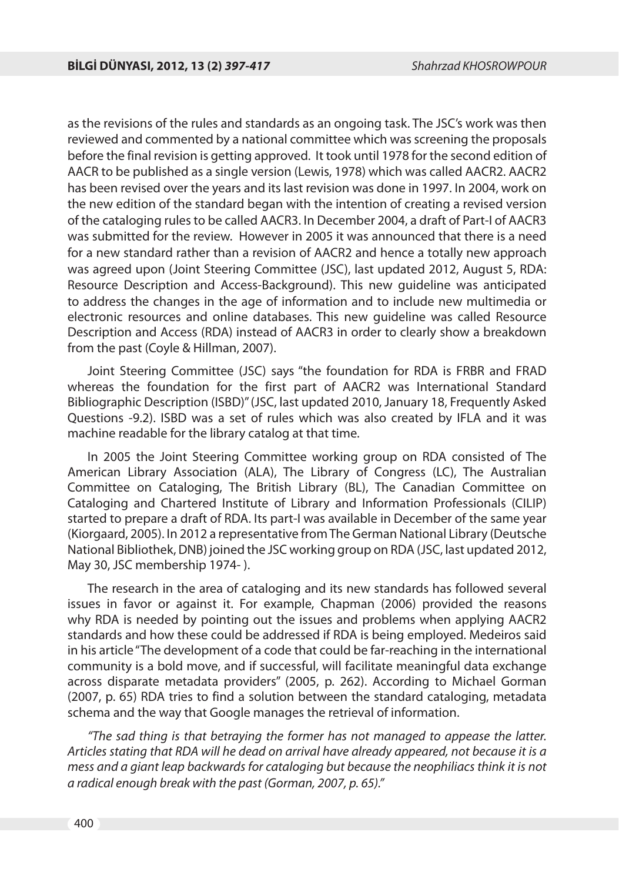as the revisions of the rules and standards as an ongoing task. The JSC's work was then reviewed and commented by a national committee which was screening the proposals before the final revision is getting approved. It took until 1978 for the second edition of AACR to be published as a single version (Lewis, 1978) which was called AACR2. AACR2 has been revised over the years and its last revision was done in 1997. In 2004, work on the new edition of the standard began with the intention of creating a revised version of the cataloging rules to be called AACR3. In December 2004, a draft of Part-I of AACR3 was submitted for the review. However in 2005 it was announced that there is a need for a new standard rather than a revision of AACR2 and hence a totally new approach was agreed upon (Joint Steering Committee (JSC), last updated 2012, August 5, RDA: Resource Description and Access-Background). This new guideline was anticipated to address the changes in the age of information and to include new multimedia or electronic resources and online databases. This new guideline was called Resource Description and Access (RDA) instead of AACR3 in order to clearly show a breakdown from the past (Coyle & Hillman, 2007).

Joint Steering Committee (JSC) says "the foundation for RDA is FRBR and FRAD whereas the foundation for the first part of AACR2 was International Standard Bibliographic Description (ISBD)" (JSC, last updated 2010, January 18, Frequently Asked Questions -9.2). ISBD was a set of rules which was also created by IFLA and it was machine readable for the library catalog at that time.

In 2005 the Joint Steering Committee working group on RDA consisted of The American Library Association (ALA), The Library of Congress (LC), The Australian Committee on Cataloging, The British Library (BL), The Canadian Committee on Cataloging and Chartered Institute of Library and Information Professionals (CILIP) started to prepare a draft of RDA. Its part-I was available in December of the same year (Kiorgaard, 2005). In 2012 a representative from The German National Library (Deutsche National Bibliothek, DNB) joined the JSC working group on RDA (JSC, last updated 2012, May 30, JSC membership 1974- ).

The research in the area of cataloging and its new standards has followed several issues in favor or against it. For example, Chapman (2006) provided the reasons why RDA is needed by pointing out the issues and problems when applying AACR2 standards and how these could be addressed if RDA is being employed. Medeiros said in his article "The development of a code that could be far-reaching in the international community is a bold move, and if successful, will facilitate meaningful data exchange across disparate metadata providers" (2005, p. 262). According to Michael Gorman (2007, p. 65) RDA tries to find a solution between the standard cataloging, metadata schema and the way that Google manages the retrieval of information.

*"The sad thing is that betraying the former has not managed to appease the latter. Articles stating that RDA will he dead on arrival have already appeared, not because it is a mess and a giant leap backwards for cataloging but because the neophiliacs think it is not a radical enough break with the past (Gorman, 2007, p. 65)."*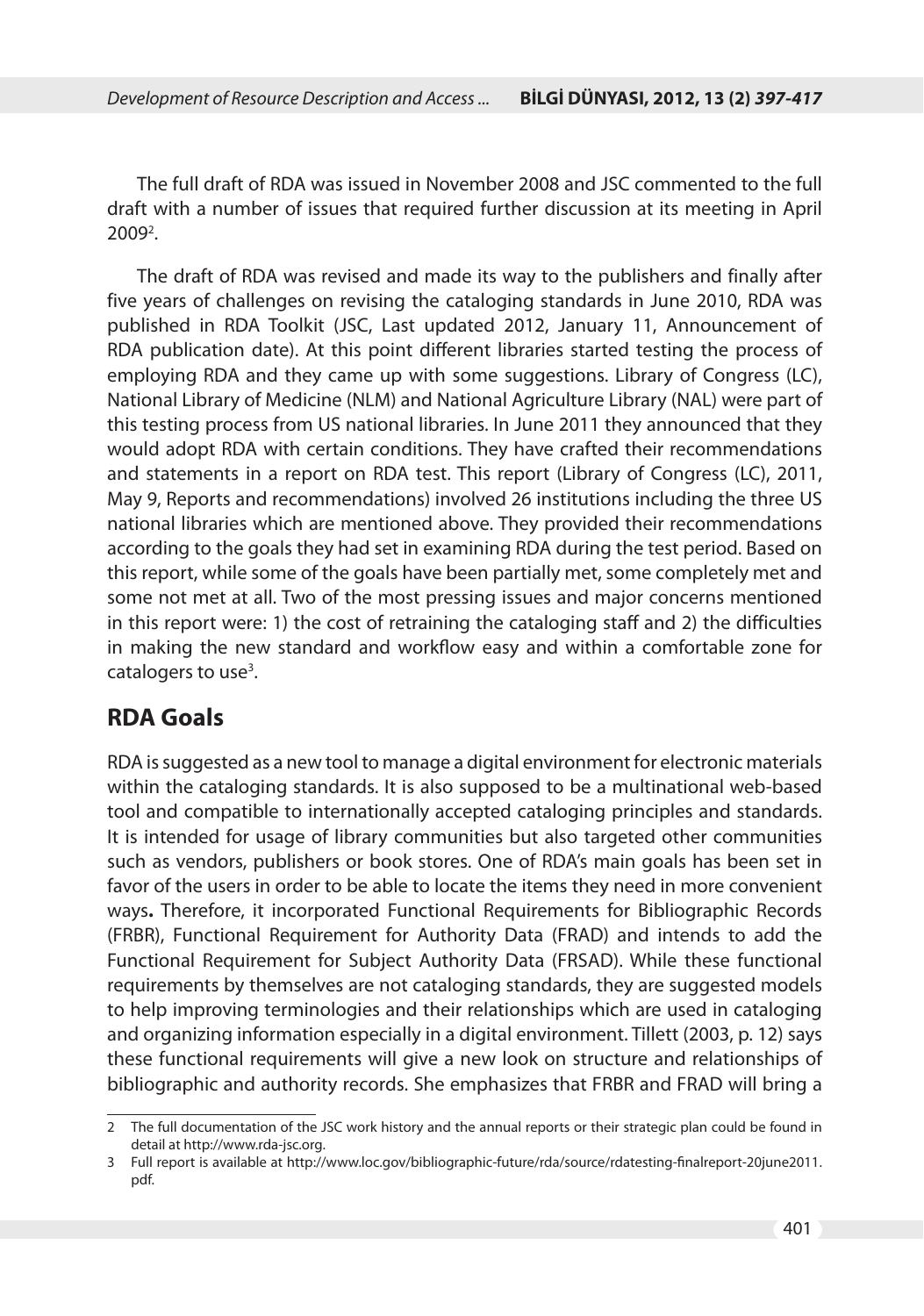The full draft of RDA was issued in November 2008 and JSC commented to the full draft with a number of issues that required further discussion at its meeting in April 2009[2].

The draft of RDA was revised and made its way to the publishers and finally after five years of challenges on revising the cataloging standards in June 2010, RDA was published in RDA Toolkit (JSC, Last updated 2012, January 11, Announcement of RDA publication date). At this point different libraries started testing the process of employing RDA and they came up with some suggestions. Library of Congress (LC), National Library of Medicine (NLM) and National Agriculture Library (NAL) were part of this testing process from US national libraries. In June 2011 they announced that they would adopt RDA with certain conditions. They have crafted their recommendations and statements in a report on RDA test. This report (Library of Congress (LC), 2011, May 9, Reports and recommendations) involved 26 institutions including the three US national libraries which are mentioned above. They provided their recommendations according to the goals they had set in examining RDA during the test period. Based on this report, while some of the goals have been partially met, some completely met and some not met at all. Two of the most pressing issues and major concerns mentioned in this report were: 1) the cost of retraining the cataloging staff and 2) the difficulties in making the new standard and workflow easy and within a comfortable zone for catalogers to use[3].

## RDA Goals

RDA is suggested as a new tool to manage a digital environment for electronic materials within the cataloging standards. It is also supposed to be a multinational web-based tool and compatible to internationally accepted cataloging principles and standards. It is intended for usage of library communities but also targeted other communities such as vendors, publishers or book stores. One of RDA's main goals has been set in favor of the users in order to be able to locate the items they need in more convenient ways**.** Therefore, it incorporated Functional Requirements for Bibliographic Records (FRBR), Functional Requirement for Authority Data (FRAD) and intends to add the Functional Requirement for Subject Authority Data (FRSAD). While these functional requirements by themselves are not cataloging standards, they are suggested models to help improving terminologies and their relationships which are used in cataloging and organizing information especially in a digital environment. Tillett (2003, p. 12) says these functional requirements will give a new look on structure and relationships of bibliographic and authority records. She emphasizes that FRBR and FRAD will bring a

---

2 The full documentation of the JSC work history and the annual reports or their strategic plan could be found in detail at http://www.rda-jsc.org.

3 Full report is available at http://www.loc.gov/bibliographic-future/rda/source/rdatesting-finalreport-20june2011.pdf.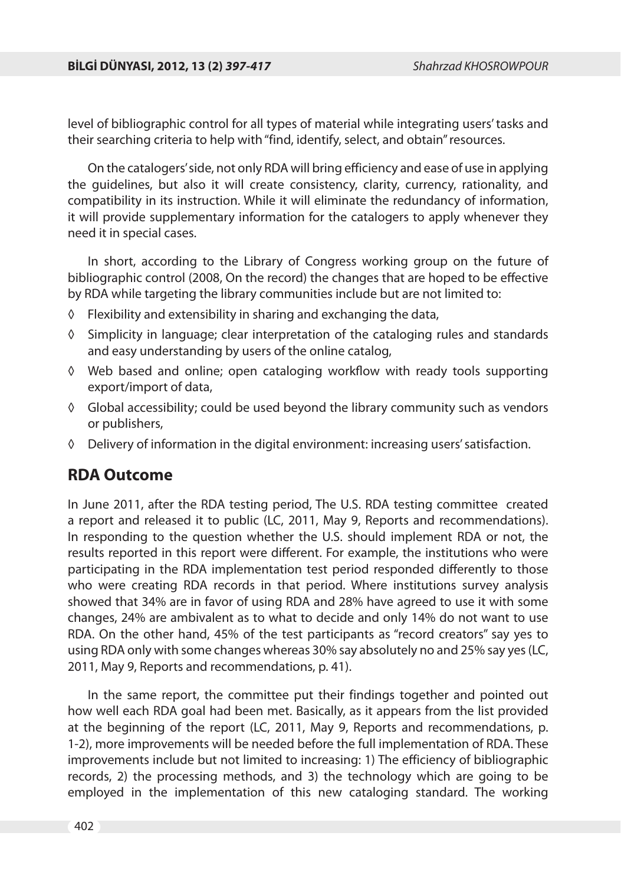level of bibliographic control for all types of material while integrating users' tasks and their searching criteria to help with "find, identify, select, and obtain" resources.

On the catalogers' side, not only RDA will bring efficiency and ease of use in applying the guidelines, but also it will create consistency, clarity, currency, rationality, and compatibility in its instruction. While it will eliminate the redundancy of information, it will provide supplementary information for the catalogers to apply whenever they need it in special cases.

In short, according to the Library of Congress working group on the future of bibliographic control (2008, On the record) the changes that are hoped to be effective by RDA while targeting the library communities include but are not limited to:

- ◊ Flexibility and extensibility in sharing and exchanging the data,
- ◊ Simplicity in language; clear interpretation of the cataloging rules and standards and easy understanding by users of the online catalog,
- ◊ Web based and online; open cataloging workflow with ready tools supporting export/import of data,
- ◊ Global accessibility; could be used beyond the library community such as vendors or publishers,
- ◊ Delivery of information in the digital environment: increasing users' satisfaction.

## RDA Outcome

In June 2011, after the RDA testing period, The U.S. RDA testing committee created a report and released it to public (LC, 2011, May 9, Reports and recommendations). In responding to the question whether the U.S. should implement RDA or not, the results reported in this report were different. For example, the institutions who were participating in the RDA implementation test period responded differently to those who were creating RDA records in that period. Where institutions survey analysis showed that 34% are in favor of using RDA and 28% have agreed to use it with some changes, 24% are ambivalent as to what to decide and only 14% do not want to use RDA. On the other hand, 45% of the test participants as "record creators" say yes to using RDA only with some changes whereas 30% say absolutely no and 25% say yes (LC, 2011, May 9, Reports and recommendations, p. 41).

In the same report, the committee put their findings together and pointed out how well each RDA goal had been met. Basically, as it appears from the list provided at the beginning of the report (LC, 2011, May 9, Reports and recommendations, p. 1-2), more improvements will be needed before the full implementation of RDA. These improvements include but not limited to increasing: 1) The efficiency of bibliographic records, 2) the processing methods, and 3) the technology which are going to be employed in the implementation of this new cataloging standard. The working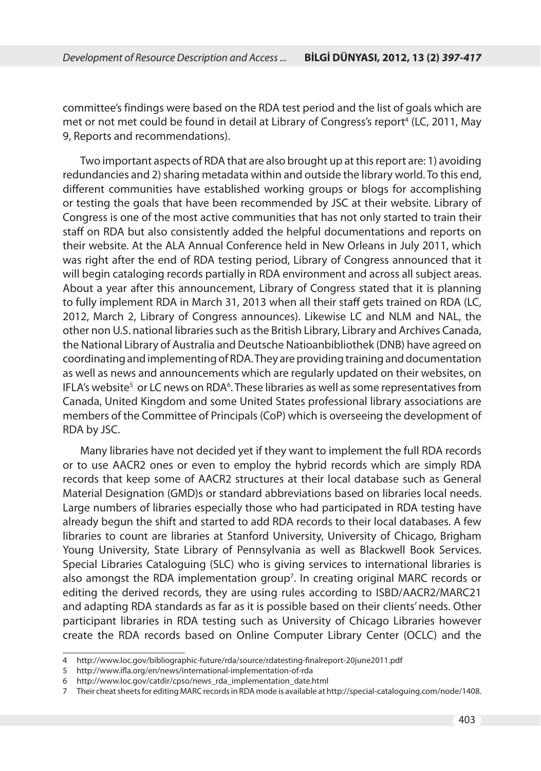committee's findings were based on the RDA test period and the list of goals which are met or not met could be found in detail at Library of Congress's report[4] (LC, 2011, May 9, Reports and recommendations).

Two important aspects of RDA that are also brought up at this report are: 1) avoiding redundancies and 2) sharing metadata within and outside the library world. To this end, different communities have established working groups or blogs for accomplishing or testing the goals that have been recommended by JSC at their website. Library of Congress is one of the most active communities that has not only started to train their staff on RDA but also consistently added the helpful documentations and reports on their website. At the ALA Annual Conference held in New Orleans in July 2011, which was right after the end of RDA testing period, Library of Congress announced that it will begin cataloging records partially in RDA environment and across all subject areas. About a year after this announcement, Library of Congress stated that it is planning to fully implement RDA in March 31, 2013 when all their staff gets trained on RDA (LC, 2012, March 2, Library of Congress announces). Likewise LC and NLM and NAL, the other non U.S. national libraries such as the British Library, Library and Archives Canada, the National Library of Australia and Deutsche Natioanbibliothek (DNB) have agreed on coordinating and implementing of RDA. They are providing training and documentation as well as news and announcements which are regularly updated on their websites, on IFLA's website[5] or LC news on RDA[6]. These libraries as well as some representatives from Canada, United Kingdom and some United States professional library associations are members of the Committee of Principals (CoP) which is overseeing the development of RDA by JSC.

Many libraries have not decided yet if they want to implement the full RDA records or to use AACR2 ones or even to employ the hybrid records which are simply RDA records that keep some of AACR2 structures at their local database such as General Material Designation (GMD)s or standard abbreviations based on libraries local needs. Large numbers of libraries especially those who had participated in RDA testing have already begun the shift and started to add RDA records to their local databases. A few libraries to count are libraries at Stanford University, University of Chicago, Brigham Young University, State Library of Pennsylvania as well as Blackwell Book Services. Special Libraries Cataloguing (SLC) who is giving services to international libraries is also amongst the RDA implementation group[7]. In creating original MARC records or editing the derived records, they are using rules according to ISBD/AACR2/MARC21 and adapting RDA standards as far as it is possible based on their clients' needs. Other participant libraries in RDA testing such as University of Chicago Libraries however create the RDA records based on Online Computer Library Center (OCLC) and the

---

4 http://www.loc.gov/bibliographic-future/rda/source/rdatesting-finalreport-20june2011.pdf

5 http://www.ifla.org/en/news/international-implementation-of-rda

6 http://www.loc.gov/catdir/cpso/news_rda_implementation_date.html

7 Their cheat sheets for editing MARC records in RDA mode is available at http://special-cataloguing.com/node/1408.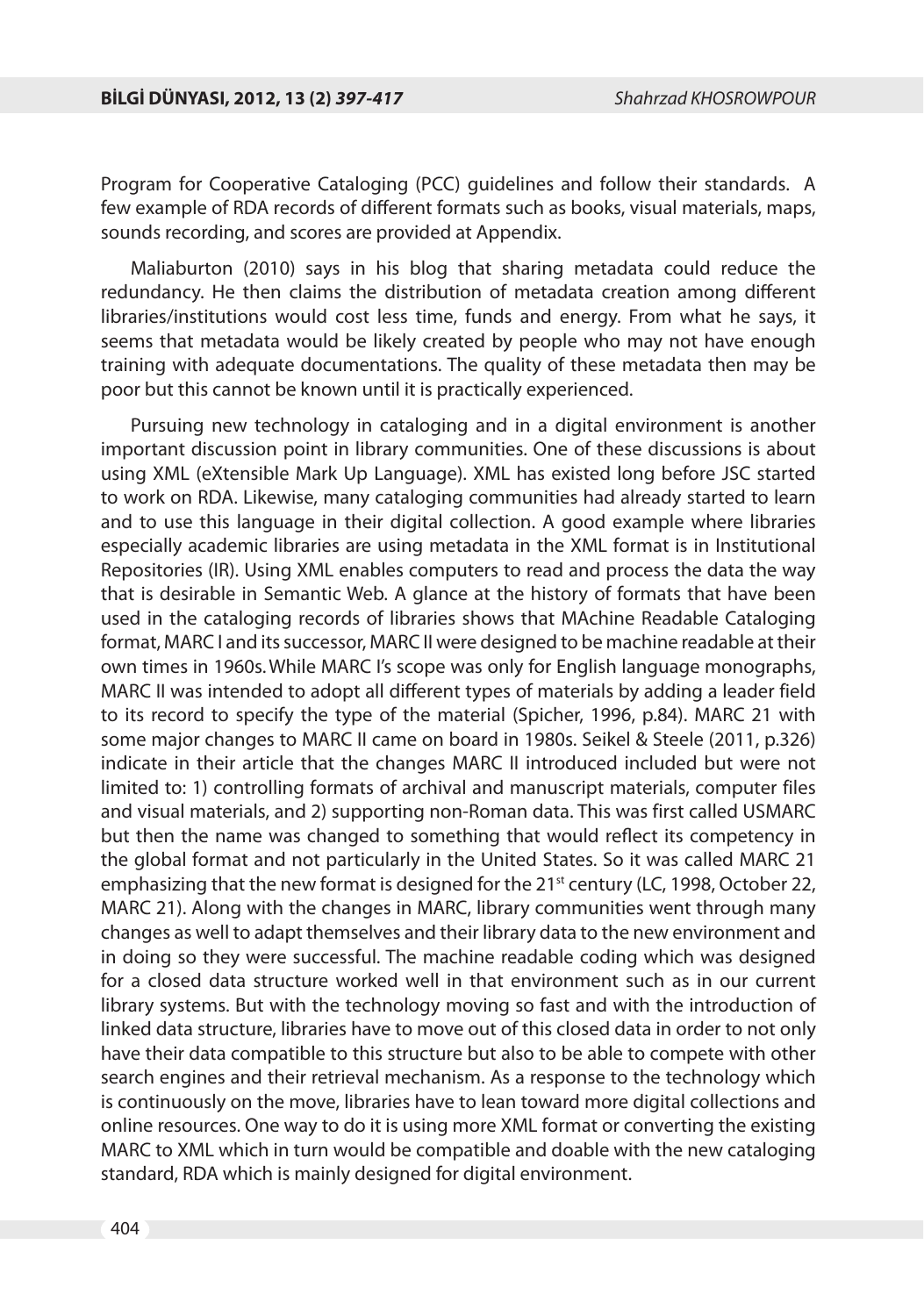Program for Cooperative Cataloging (PCC) guidelines and follow their standards. A few example of RDA records of different formats such as books, visual materials, maps, sounds recording, and scores are provided at Appendix.

Maliaburton (2010) says in his blog that sharing metadata could reduce the redundancy. He then claims the distribution of metadata creation among different libraries/institutions would cost less time, funds and energy. From what he says, it seems that metadata would be likely created by people who may not have enough training with adequate documentations. The quality of these metadata then may be poor but this cannot be known until it is practically experienced.

Pursuing new technology in cataloging and in a digital environment is another important discussion point in library communities. One of these discussions is about using XML (eXtensible Mark Up Language). XML has existed long before JSC started to work on RDA. Likewise, many cataloging communities had already started to learn and to use this language in their digital collection. A good example where libraries especially academic libraries are using metadata in the XML format is in Institutional Repositories (IR). Using XML enables computers to read and process the data the way that is desirable in Semantic Web. A glance at the history of formats that have been used in the cataloging records of libraries shows that MAchine Readable Cataloging format, MARC I and its successor, MARC II were designed to be machine readable at their own times in 1960s. While MARC I's scope was only for English language monographs, MARC II was intended to adopt all different types of materials by adding a leader field to its record to specify the type of the material (Spicher, 1996, p.84). MARC 21 with some major changes to MARC II came on board in 1980s. Seikel & Steele (2011, p.326) indicate in their article that the changes MARC II introduced included but were not limited to: 1) controlling formats of archival and manuscript materials, computer files and visual materials, and 2) supporting non-Roman data. This was first called USMARC but then the name was changed to something that would reflect its competency in the global format and not particularly in the United States. So it was called MARC 21 emphasizing that the new format is designed for the 21st century (LC, 1998, October 22, MARC 21). Along with the changes in MARC, library communities went through many changes as well to adapt themselves and their library data to the new environment and in doing so they were successful. The machine readable coding which was designed for a closed data structure worked well in that environment such as in our current library systems. But with the technology moving so fast and with the introduction of linked data structure, libraries have to move out of this closed data in order to not only have their data compatible to this structure but also to be able to compete with other search engines and their retrieval mechanism. As a response to the technology which is continuously on the move, libraries have to lean toward more digital collections and online resources. One way to do it is using more XML format or converting the existing MARC to XML which in turn would be compatible and doable with the new cataloging standard, RDA which is mainly designed for digital environment.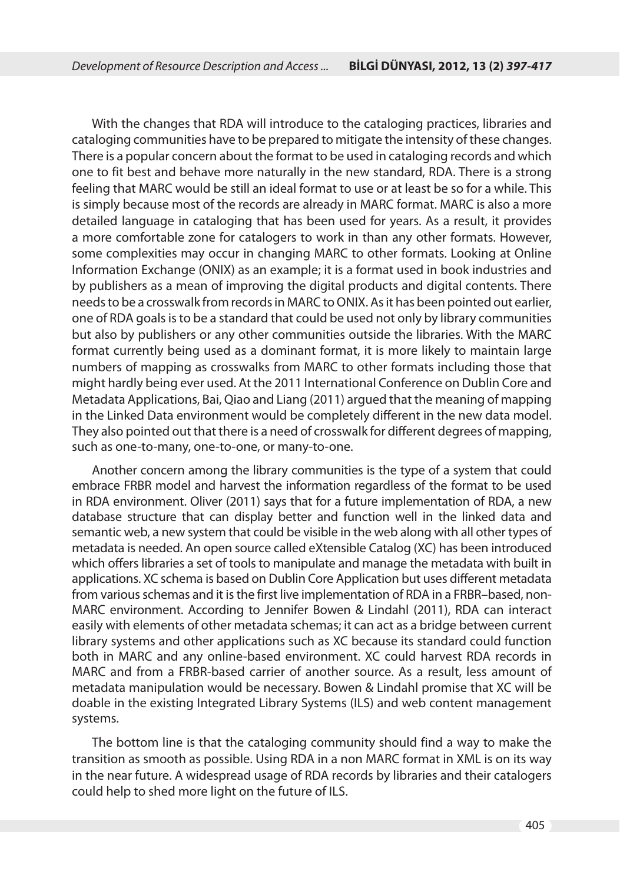With the changes that RDA will introduce to the cataloging practices, libraries and cataloging communities have to be prepared to mitigate the intensity of these changes. There is a popular concern about the format to be used in cataloging records and which one to fit best and behave more naturally in the new standard, RDA. There is a strong feeling that MARC would be still an ideal format to use or at least be so for a while. This is simply because most of the records are already in MARC format. MARC is also a more detailed language in cataloging that has been used for years. As a result, it provides a more comfortable zone for catalogers to work in than any other formats. However, some complexities may occur in changing MARC to other formats. Looking at Online Information Exchange (ONIX) as an example; it is a format used in book industries and by publishers as a mean of improving the digital products and digital contents. There needs to be a crosswalk from records in MARC to ONIX. As it has been pointed out earlier, one of RDA goals is to be a standard that could be used not only by library communities but also by publishers or any other communities outside the libraries. With the MARC format currently being used as a dominant format, it is more likely to maintain large numbers of mapping as crosswalks from MARC to other formats including those that might hardly being ever used. At the 2011 International Conference on Dublin Core and Metadata Applications, Bai, Qiao and Liang (2011) argued that the meaning of mapping in the Linked Data environment would be completely different in the new data model. They also pointed out that there is a need of crosswalk for different degrees of mapping, such as one-to-many, one-to-one, or many-to-one.

Another concern among the library communities is the type of a system that could embrace FRBR model and harvest the information regardless of the format to be used in RDA environment. Oliver (2011) says that for a future implementation of RDA, a new database structure that can display better and function well in the linked data and semantic web, a new system that could be visible in the web along with all other types of metadata is needed. An open source called eXtensible Catalog (XC) has been introduced which offers libraries a set of tools to manipulate and manage the metadata with built in applications. XC schema is based on Dublin Core Application but uses different metadata from various schemas and it is the first live implementation of RDA in a FRBR–based, non-MARC environment. According to Jennifer Bowen & Lindahl (2011), RDA can interact easily with elements of other metadata schemas; it can act as a bridge between current library systems and other applications such as XC because its standard could function both in MARC and any online-based environment. XC could harvest RDA records in MARC and from a FRBR-based carrier of another source. As a result, less amount of metadata manipulation would be necessary. Bowen & Lindahl promise that XC will be doable in the existing Integrated Library Systems (ILS) and web content management systems.

The bottom line is that the cataloging community should find a way to make the transition as smooth as possible. Using RDA in a non MARC format in XML is on its way in the near future. A widespread usage of RDA records by libraries and their catalogers could help to shed more light on the future of ILS.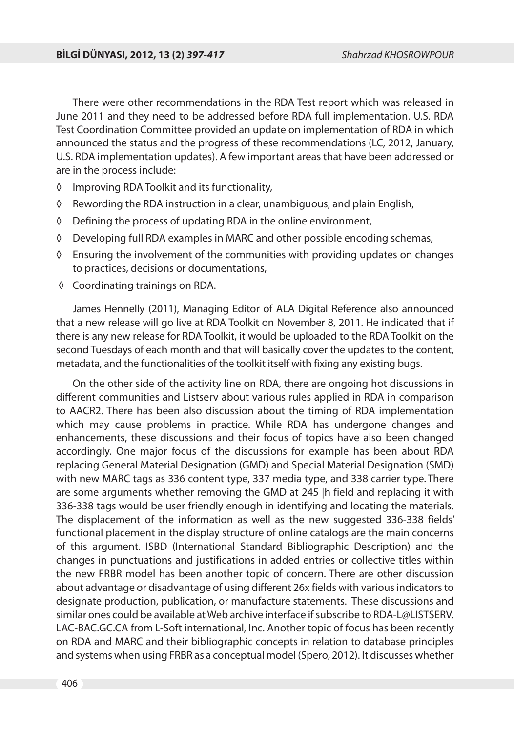There were other recommendations in the RDA Test report which was released in June 2011 and they need to be addressed before RDA full implementation. U.S. RDA Test Coordination Committee provided an update on implementation of RDA in which announced the status and the progress of these recommendations (LC, 2012, January, U.S. RDA implementation updates). A few important areas that have been addressed or are in the process include:

- Improving RDA Toolkit and its functionality,
- Rewording the RDA instruction in a clear, unambiguous, and plain English,
- Defining the process of updating RDA in the online environment,
- Developing full RDA examples in MARC and other possible encoding schemas,
- Ensuring the involvement of the communities with providing updates on changes to practices, decisions or documentations,
- Coordinating trainings on RDA.

James Hennelly (2011), Managing Editor of ALA Digital Reference also announced that a new release will go live at RDA Toolkit on November 8, 2011. He indicated that if there is any new release for RDA Toolkit, it would be uploaded to the RDA Toolkit on the second Tuesdays of each month and that will basically cover the updates to the content, metadata, and the functionalities of the toolkit itself with fixing any existing bugs.

On the other side of the activity line on RDA, there are ongoing hot discussions in different communities and Listserv about various rules applied in RDA in comparison to AACR2. There has been also discussion about the timing of RDA implementation which may cause problems in practice. While RDA has undergone changes and enhancements, these discussions and their focus of topics have also been changed accordingly. One major focus of the discussions for example has been about RDA replacing General Material Designation (GMD) and Special Material Designation (SMD) with new MARC tags as 336 content type, 337 media type, and 338 carrier type. There are some arguments whether removing the GMD at 245 |h field and replacing it with 336-338 tags would be user friendly enough in identifying and locating the materials. The displacement of the information as well as the new suggested 336-338 fields' functional placement in the display structure of online catalogs are the main concerns of this argument. ISBD (International Standard Bibliographic Description) and the changes in punctuations and justifications in added entries or collective titles within the new FRBR model has been another topic of concern. There are other discussion about advantage or disadvantage of using different 26x fields with various indicators to designate production, publication, or manufacture statements. These discussions and similar ones could be available at Web archive interface if subscribe to RDA-L@LISTSERV.LAC-BAC.GC.CA from L-Soft international, Inc. Another topic of focus has been recently on RDA and MARC and their bibliographic concepts in relation to database principles and systems when using FRBR as a conceptual model (Spero, 2012). It discusses whether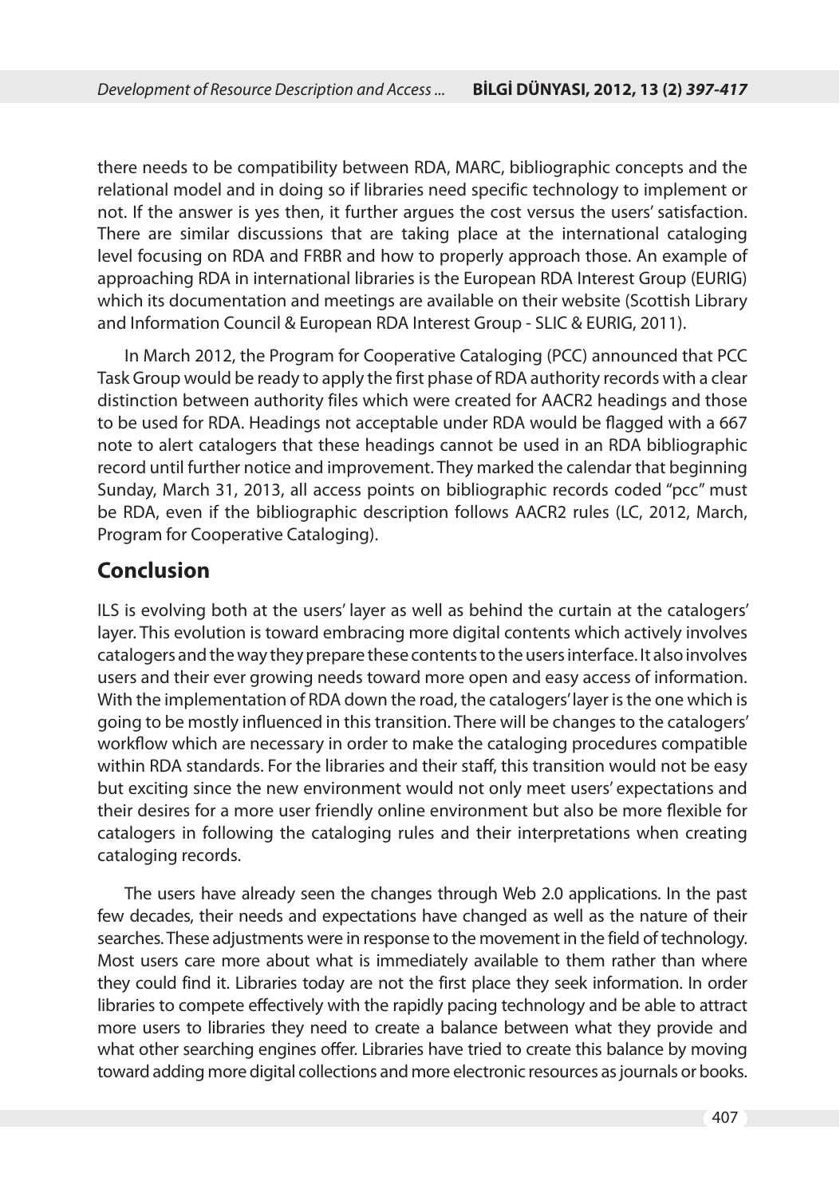there needs to be compatibility between RDA, MARC, bibliographic concepts and the relational model and in doing so if libraries need specific technology to implement or not. If the answer is yes then, it further argues the cost versus the users' satisfaction. There are similar discussions that are taking place at the international cataloging level focusing on RDA and FRBR and how to properly approach those. An example of approaching RDA in international libraries is the European RDA Interest Group (EURIG) which its documentation and meetings are available on their website (Scottish Library and Information Council & European RDA Interest Group - SLIC & EURIG, 2011).

In March 2012, the Program for Cooperative Cataloging (PCC) announced that PCC Task Group would be ready to apply the first phase of RDA authority records with a clear distinction between authority files which were created for AACR2 headings and those to be used for RDA. Headings not acceptable under RDA would be flagged with a 667 note to alert catalogers that these headings cannot be used in an RDA bibliographic record until further notice and improvement. They marked the calendar that beginning Sunday, March 31, 2013, all access points on bibliographic records coded "pcc" must be RDA, even if the bibliographic description follows AACR2 rules (LC, 2012, March, Program for Cooperative Cataloging).

## Conclusion

ILS is evolving both at the users' layer as well as behind the curtain at the catalogers' layer. This evolution is toward embracing more digital contents which actively involves catalogers and the way they prepare these contents to the users interface. It also involves users and their ever growing needs toward more open and easy access of information. With the implementation of RDA down the road, the catalogers' layer is the one which is going to be mostly influenced in this transition. There will be changes to the catalogers' workflow which are necessary in order to make the cataloging procedures compatible within RDA standards. For the libraries and their staff, this transition would not be easy but exciting since the new environment would not only meet users' expectations and their desires for a more user friendly online environment but also be more flexible for catalogers in following the cataloging rules and their interpretations when creating cataloging records.

The users have already seen the changes through Web 2.0 applications. In the past few decades, their needs and expectations have changed as well as the nature of their searches. These adjustments were in response to the movement in the field of technology. Most users care more about what is immediately available to them rather than where they could find it. Libraries today are not the first place they seek information. In order libraries to compete effectively with the rapidly pacing technology and be able to attract more users to libraries they need to create a balance between what they provide and what other searching engines offer. Libraries have tried to create this balance by moving toward adding more digital collections and more electronic resources as journals or books.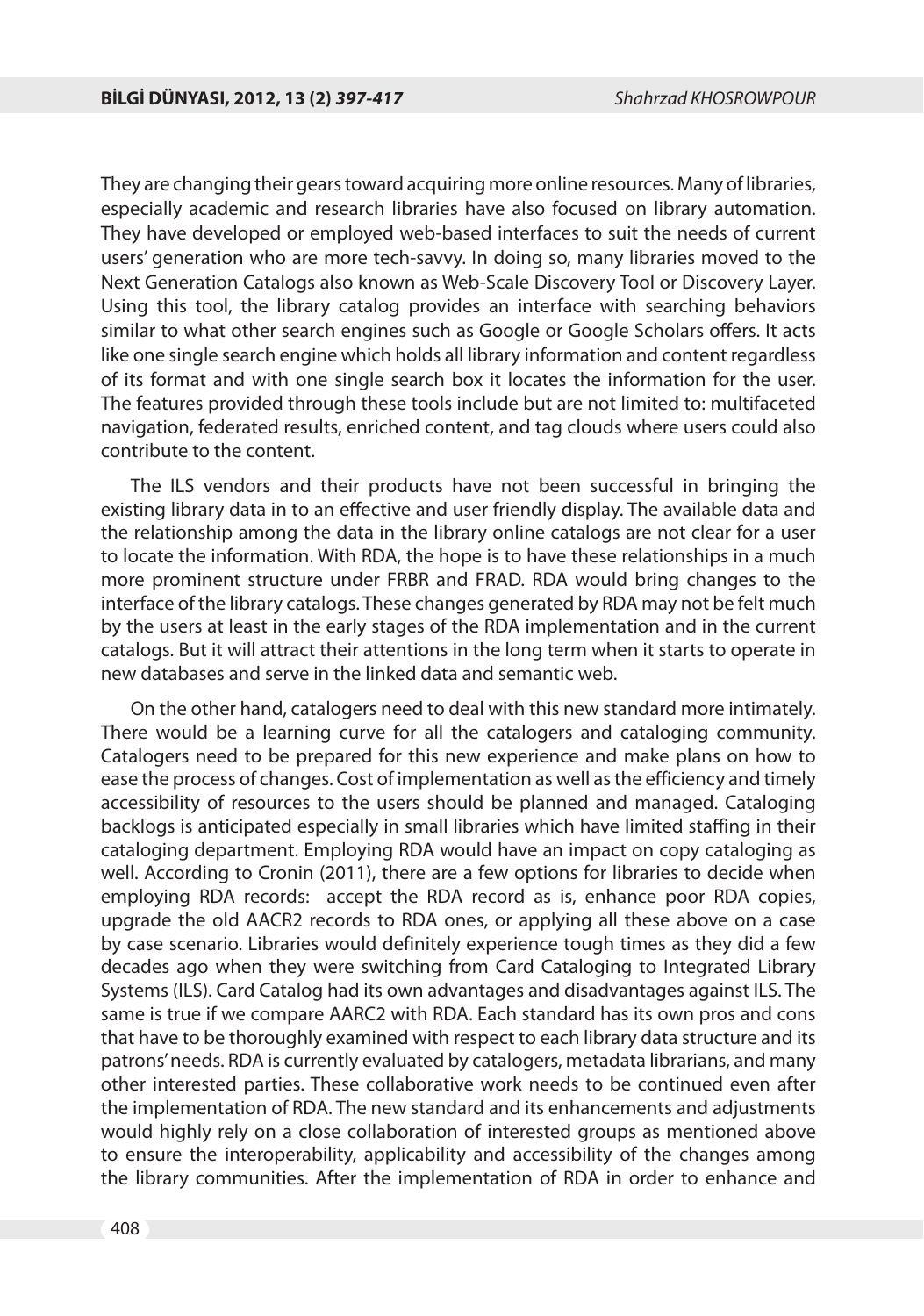They are changing their gears toward acquiring more online resources. Many of libraries, especially academic and research libraries have also focused on library automation. They have developed or employed web-based interfaces to suit the needs of current users' generation who are more tech-savvy. In doing so, many libraries moved to the Next Generation Catalogs also known as Web-Scale Discovery Tool or Discovery Layer. Using this tool, the library catalog provides an interface with searching behaviors similar to what other search engines such as Google or Google Scholars offers. It acts like one single search engine which holds all library information and content regardless of its format and with one single search box it locates the information for the user. The features provided through these tools include but are not limited to: multifaceted navigation, federated results, enriched content, and tag clouds where users could also contribute to the content.

The ILS vendors and their products have not been successful in bringing the existing library data in to an effective and user friendly display. The available data and the relationship among the data in the library online catalogs are not clear for a user to locate the information. With RDA, the hope is to have these relationships in a much more prominent structure under FRBR and FRAD. RDA would bring changes to the interface of the library catalogs. These changes generated by RDA may not be felt much by the users at least in the early stages of the RDA implementation and in the current catalogs. But it will attract their attentions in the long term when it starts to operate in new databases and serve in the linked data and semantic web.

On the other hand, catalogers need to deal with this new standard more intimately. There would be a learning curve for all the catalogers and cataloging community. Catalogers need to be prepared for this new experience and make plans on how to ease the process of changes. Cost of implementation as well as the efficiency and timely accessibility of resources to the users should be planned and managed. Cataloging backlogs is anticipated especially in small libraries which have limited staffing in their cataloging department. Employing RDA would have an impact on copy cataloging as well. According to Cronin (2011), there are a few options for libraries to decide when employing RDA records: accept the RDA record as is, enhance poor RDA copies, upgrade the old AACR2 records to RDA ones, or applying all these above on a case by case scenario. Libraries would definitely experience tough times as they did a few decades ago when they were switching from Card Cataloging to Integrated Library Systems (ILS). Card Catalog had its own advantages and disadvantages against ILS. The same is true if we compare AARC2 with RDA. Each standard has its own pros and cons that have to be thoroughly examined with respect to each library data structure and its patrons' needs. RDA is currently evaluated by catalogers, metadata librarians, and many other interested parties. These collaborative work needs to be continued even after the implementation of RDA. The new standard and its enhancements and adjustments would highly rely on a close collaboration of interested groups as mentioned above to ensure the interoperability, applicability and accessibility of the changes among the library communities. After the implementation of RDA in order to enhance and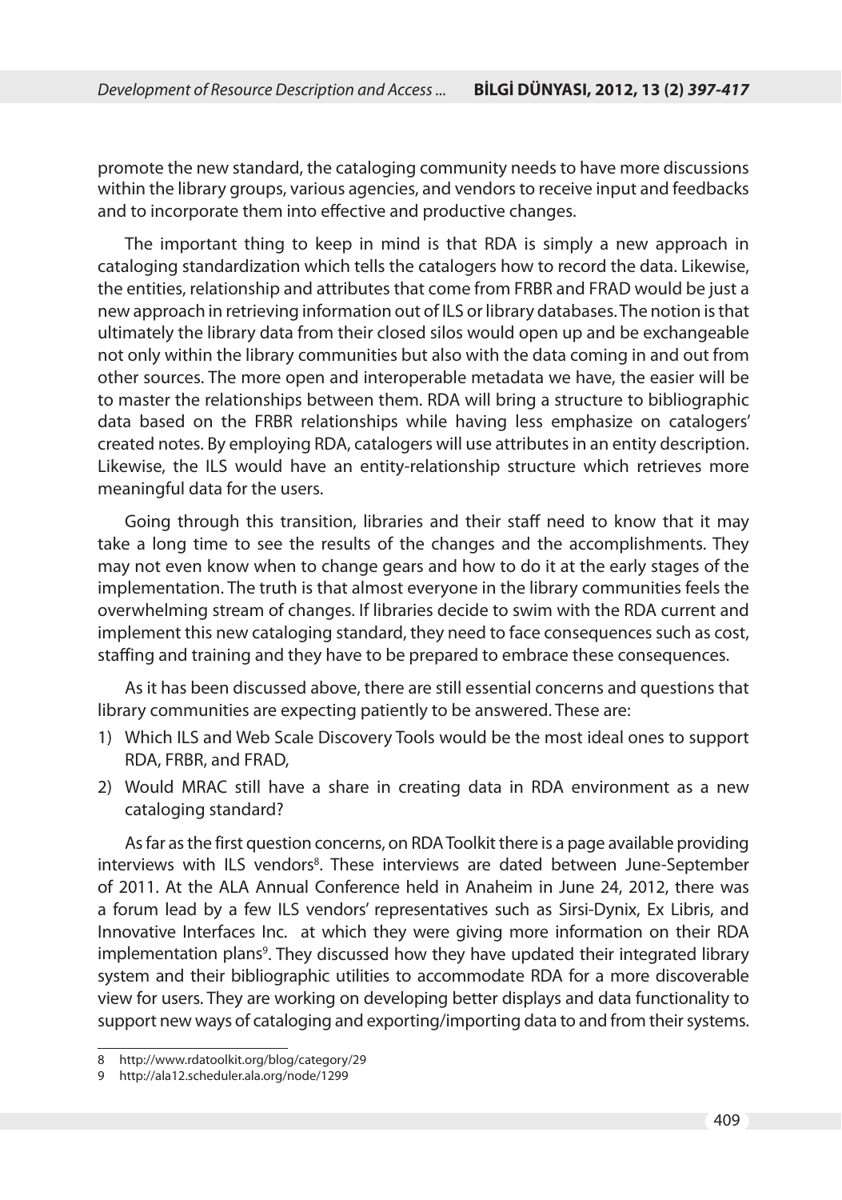promote the new standard, the cataloging community needs to have more discussions within the library groups, various agencies, and vendors to receive input and feedbacks and to incorporate them into effective and productive changes.

The important thing to keep in mind is that RDA is simply a new approach in cataloging standardization which tells the catalogers how to record the data. Likewise, the entities, relationship and attributes that come from FRBR and FRAD would be just a new approach in retrieving information out of ILS or library databases. The notion is that ultimately the library data from their closed silos would open up and be exchangeable not only within the library communities but also with the data coming in and out from other sources. The more open and interoperable metadata we have, the easier will be to master the relationships between them. RDA will bring a structure to bibliographic data based on the FRBR relationships while having less emphasize on catalogers' created notes. By employing RDA, catalogers will use attributes in an entity description. Likewise, the ILS would have an entity-relationship structure which retrieves more meaningful data for the users.

Going through this transition, libraries and their staff need to know that it may take a long time to see the results of the changes and the accomplishments. They may not even know when to change gears and how to do it at the early stages of the implementation. The truth is that almost everyone in the library communities feels the overwhelming stream of changes. If libraries decide to swim with the RDA current and implement this new cataloging standard, they need to face consequences such as cost, staffing and training and they have to be prepared to embrace these consequences.

As it has been discussed above, there are still essential concerns and questions that library communities are expecting patiently to be answered. These are:

1) Which ILS and Web Scale Discovery Tools would be the most ideal ones to support RDA, FRBR, and FRAD,
2) Would MRAC still have a share in creating data in RDA environment as a new cataloging standard?

As far as the first question concerns, on RDA Toolkit there is a page available providing interviews with ILS vendors[8]. These interviews are dated between June-September of 2011. At the ALA Annual Conference held in Anaheim in June 24, 2012, there was a forum lead by a few ILS vendors' representatives such as Sirsi-Dynix, Ex Libris, and Innovative Interfaces Inc. at which they were giving more information on their RDA implementation plans[9]. They discussed how they have updated their integrated library system and their bibliographic utilities to accommodate RDA for a more discoverable view for users. They are working on developing better displays and data functionality to support new ways of cataloging and exporting/importing data to and from their systems.

---

8 http://www.rdatoolkit.org/blog/category/29

9 http://ala12.scheduler.ala.org/node/1299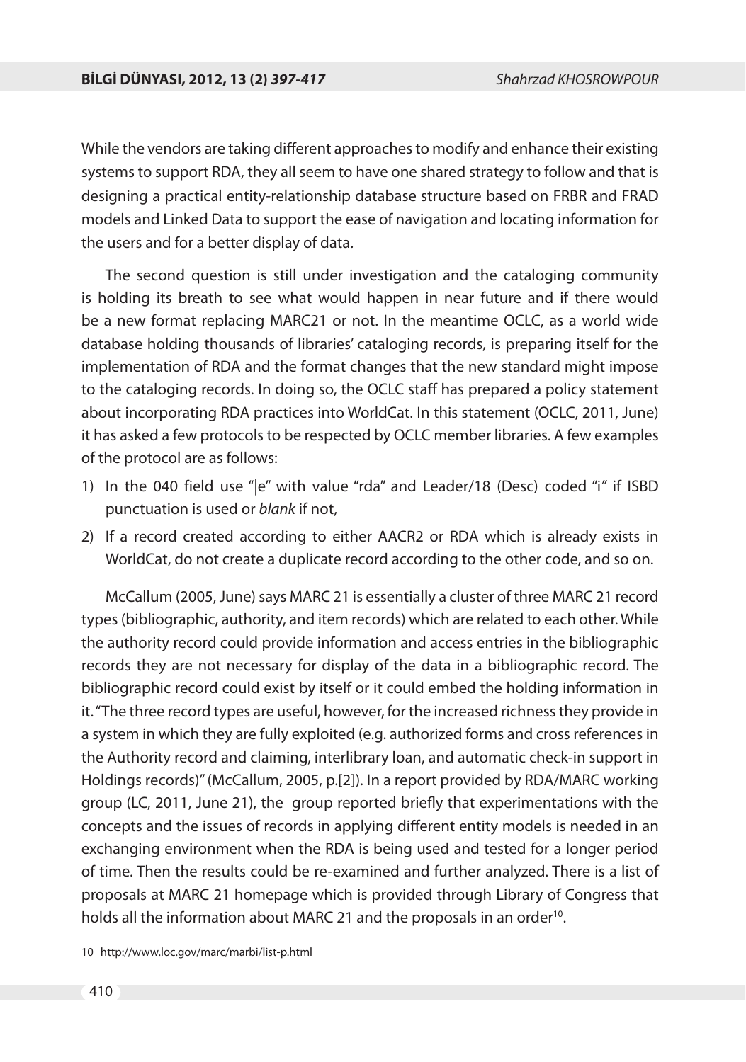While the vendors are taking different approaches to modify and enhance their existing systems to support RDA, they all seem to have one shared strategy to follow and that is designing a practical entity-relationship database structure based on FRBR and FRAD models and Linked Data to support the ease of navigation and locating information for the users and for a better display of data.

The second question is still under investigation and the cataloging community is holding its breath to see what would happen in near future and if there would be a new format replacing MARC21 or not. In the meantime OCLC, as a world wide database holding thousands of libraries' cataloging records, is preparing itself for the implementation of RDA and the format changes that the new standard might impose to the cataloging records. In doing so, the OCLC staff has prepared a policy statement about incorporating RDA practices into WorldCat. In this statement (OCLC, 2011, June) it has asked a few protocols to be respected by OCLC member libraries. A few examples of the protocol are as follows:

1) In the 040 field use "|e" with value "rda" and Leader/18 (Desc) coded "i" if ISBD punctuation is used or *blank* if not,
2) If a record created according to either AACR2 or RDA which is already exists in WorldCat, do not create a duplicate record according to the other code, and so on.

McCallum (2005, June) says MARC 21 is essentially a cluster of three MARC 21 record types (bibliographic, authority, and item records) which are related to each other. While the authority record could provide information and access entries in the bibliographic records they are not necessary for display of the data in a bibliographic record. The bibliographic record could exist by itself or it could embed the holding information in it. "The three record types are useful, however, for the increased richness they provide in a system in which they are fully exploited (e.g. authorized forms and cross references in the Authority record and claiming, interlibrary loan, and automatic check-in support in Holdings records)" (McCallum, 2005, p.[2]). In a report provided by RDA/MARC working group (LC, 2011, June 21), the group reported briefly that experimentations with the concepts and the issues of records in applying different entity models is needed in an exchanging environment when the RDA is being used and tested for a longer period of time. Then the results could be re-examined and further analyzed. There is a list of proposals at MARC 21 homepage which is provided through Library of Congress that holds all the information about MARC 21 and the proposals in an order[10].

10 http://www.loc.gov/marc/marbi/list-p.html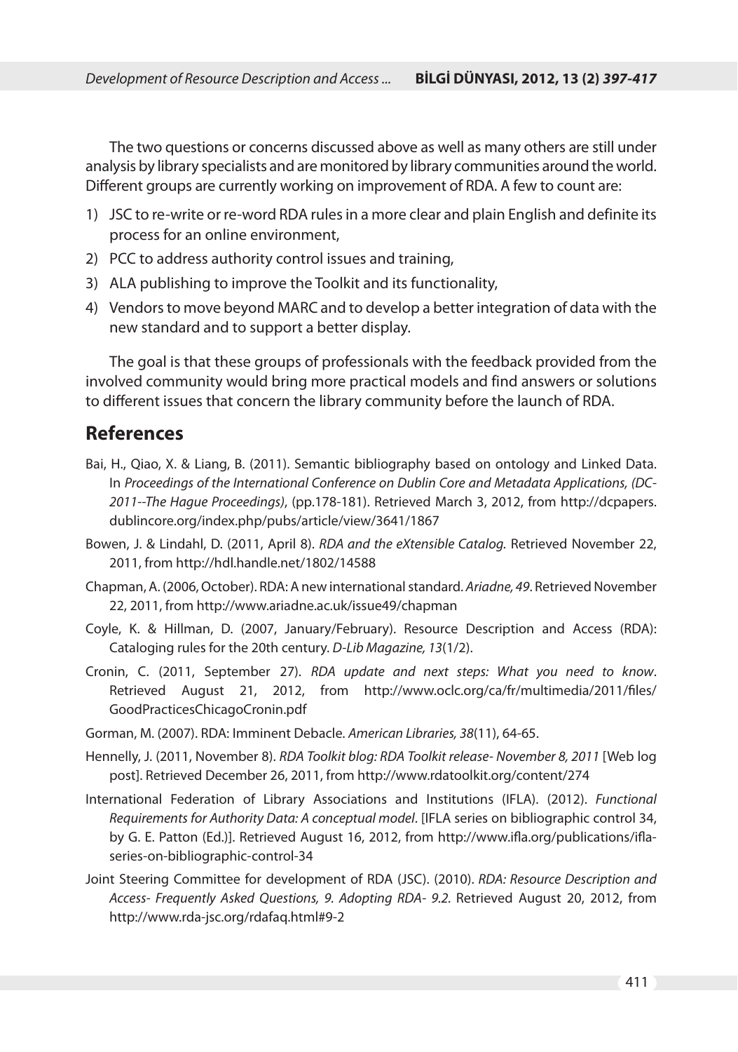The two questions or concerns discussed above as well as many others are still under analysis by library specialists and are monitored by library communities around the world. Different groups are currently working on improvement of RDA. A few to count are:

1) JSC to re-write or re-word RDA rules in a more clear and plain English and definite its process for an online environment,
2) PCC to address authority control issues and training,
3) ALA publishing to improve the Toolkit and its functionality,
4) Vendors to move beyond MARC and to develop a better integration of data with the new standard and to support a better display.

The goal is that these groups of professionals with the feedback provided from the involved community would bring more practical models and find answers or solutions to different issues that concern the library community before the launch of RDA.

## References

Bai, H., Qiao, X. & Liang, B. (2011). Semantic bibliography based on ontology and Linked Data. In *Proceedings of the International Conference on Dublin Core and Metadata Applications, (DC-2011--The Hague Proceedings)*, (pp.178-181). Retrieved March 3, 2012, from http://dcpapers.dublincore.org/index.php/pubs/article/view/3641/1867

Bowen, J. & Lindahl, D. (2011, April 8). *RDA and the eXtensible Catalog.* Retrieved November 22, 2011, from http://hdl.handle.net/1802/14588

Chapman, A. (2006, October). RDA: A new international standard. *Ariadne, 49*. Retrieved November 22, 2011, from http://www.ariadne.ac.uk/issue49/chapman

Coyle, K. & Hillman, D. (2007, January/February). Resource Description and Access (RDA): Cataloging rules for the 20th century. *D-Lib Magazine, 13*(1/2).

Cronin, C. (2011, September 27). *RDA update and next steps: What you need to know*. Retrieved August 21, 2012, from http://www.oclc.org/ca/fr/multimedia/2011/files/GoodPracticesChicagoCronin.pdf

Gorman, M. (2007). RDA: Imminent Debacle. *American Libraries, 38*(11), 64-65.

Hennelly, J. (2011, November 8). *RDA Toolkit blog: RDA Toolkit release- November 8, 2011* [Web log post]. Retrieved December 26, 2011, from http://www.rdatoolkit.org/content/274

International Federation of Library Associations and Institutions (IFLA). (2012). *Functional Requirements for Authority Data: A conceptual model*. [IFLA series on bibliographic control 34, by G. E. Patton (Ed.)]. Retrieved August 16, 2012, from http://www.ifla.org/publications/ifla-series-on-bibliographic-control-34

Joint Steering Committee for development of RDA (JSC). (2010). *RDA: Resource Description and Access- Frequently Asked Questions, 9. Adopting RDA- 9.2.* Retrieved August 20, 2012, from http://www.rda-jsc.org/rdafaq.html#9-2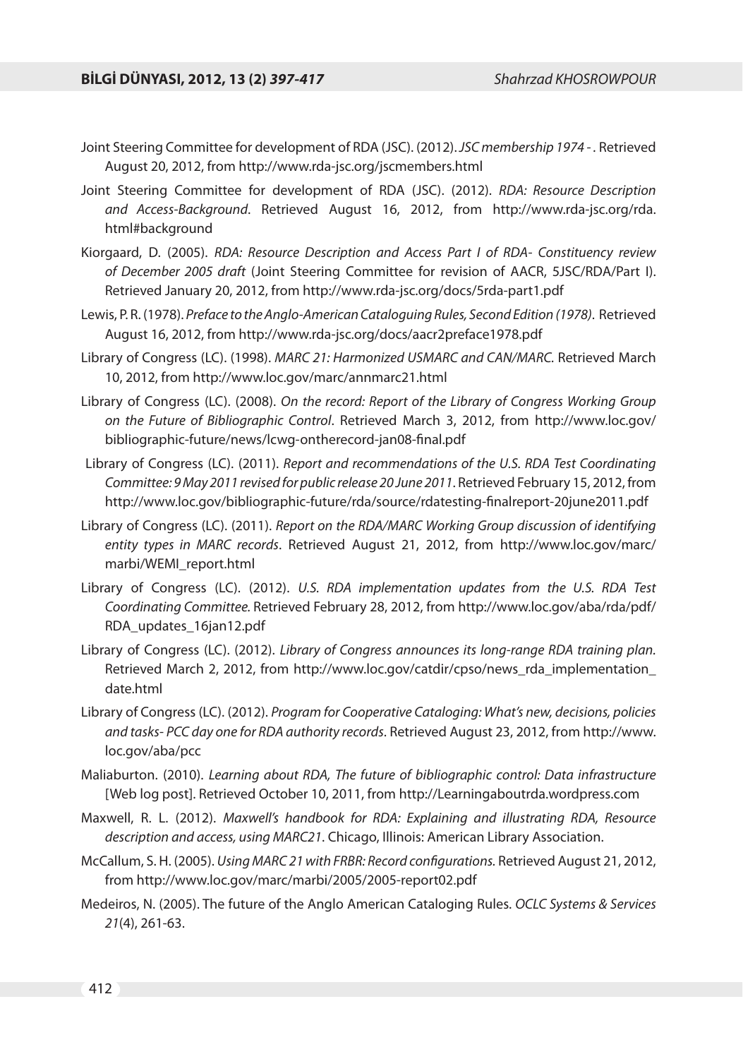Joint Steering Committee for development of RDA (JSC). (2012). *JSC membership 1974 -* . Retrieved August 20, 2012, from http://www.rda-jsc.org/jscmembers.html

Joint Steering Committee for development of RDA (JSC). (2012). *RDA: Resource Description and Access-Background*. Retrieved August 16, 2012, from http://www.rda-jsc.org/rda.html#background

Kiorgaard, D. (2005). *RDA: Resource Description and Access Part I of RDA- Constituency review of December 2005 draft* (Joint Steering Committee for revision of AACR, 5JSC/RDA/Part I). Retrieved January 20, 2012, from http://www.rda-jsc.org/docs/5rda-part1.pdf

Lewis, P. R. (1978). *Preface to the Anglo-American Cataloguing Rules, Second Edition (1978).* Retrieved August 16, 2012, from http://www.rda-jsc.org/docs/aacr2preface1978.pdf

Library of Congress (LC). (1998). *MARC 21: Harmonized USMARC and CAN/MARC.* Retrieved March 10, 2012, from http://www.loc.gov/marc/annmarc21.html

Library of Congress (LC). (2008). *On the record: Report of the Library of Congress Working Group on the Future of Bibliographic Control*. Retrieved March 3, 2012, from http://www.loc.gov/bibliographic-future/news/lcwg-ontherecord-jan08-final.pdf

Library of Congress (LC). (2011). *Report and recommendations of the U.S. RDA Test Coordinating Committee: 9 May 2011 revised for public release 20 June 2011*. Retrieved February 15, 2012, from http://www.loc.gov/bibliographic-future/rda/source/rdatesting-finalreport-20june2011.pdf

Library of Congress (LC). (2011). *Report on the RDA/MARC Working Group discussion of identifying entity types in MARC records*. Retrieved August 21, 2012, from http://www.loc.gov/marc/marbi/WEMI_report.html

Library of Congress (LC). (2012). *U.S. RDA implementation updates from the U.S. RDA Test Coordinating Committee.* Retrieved February 28, 2012, from http://www.loc.gov/aba/rda/pdf/RDA_updates_16jan12.pdf

Library of Congress (LC). (2012). *Library of Congress announces its long-range RDA training plan.* Retrieved March 2, 2012, from http://www.loc.gov/catdir/cpso/news_rda_implementation_date.html

Library of Congress (LC). (2012). *Program for Cooperative Cataloging: What's new, decisions, policies and tasks- PCC day one for RDA authority records*. Retrieved August 23, 2012, from http://www.loc.gov/aba/pcc

Maliaburton. (2010). *Learning about RDA, The future of bibliographic control: Data infrastructure* [Web log post]. Retrieved October 10, 2011, from http://Learningaboutrda.wordpress.com

Maxwell, R. L. (2012). *Maxwell's handbook for RDA: Explaining and illustrating RDA, Resource description and access, using MARC21*. Chicago, Illinois: American Library Association.

McCallum, S. H. (2005). *Using MARC 21 with FRBR: Record configurations.* Retrieved August 21, 2012, from http://www.loc.gov/marc/marbi/2005/2005-report02.pdf

Medeiros, N. (2005). The future of the Anglo American Cataloging Rules. *OCLC Systems & Services 21*(4), 261-63.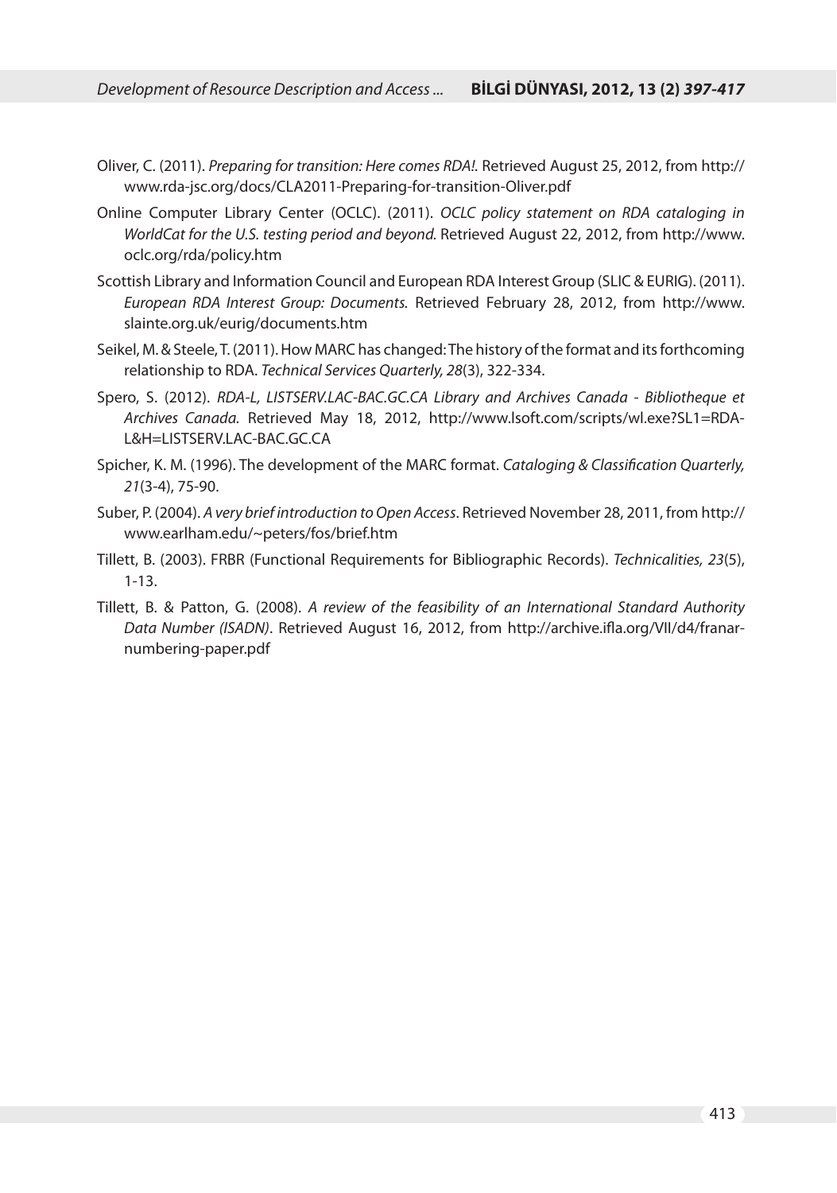Oliver, C. (2011). *Preparing for transition: Here comes RDA!*. Retrieved August 25, 2012, from http://www.rda-jsc.org/docs/CLA2011-Preparing-for-transition-Oliver.pdf

Online Computer Library Center (OCLC). (2011). *OCLC policy statement on RDA cataloging in WorldCat for the U.S. testing period and beyond.* Retrieved August 22, 2012, from http://www.oclc.org/rda/policy.htm

Scottish Library and Information Council and European RDA Interest Group (SLIC & EURIG). (2011). *European RDA Interest Group: Documents.* Retrieved February 28, 2012, from http://www.slainte.org.uk/eurig/documents.htm

Seikel, M. & Steele, T. (2011). How MARC has changed: The history of the format and its forthcoming relationship to RDA. *Technical Services Quarterly, 28*(3), 322-334.

Spero, S. (2012). *RDA-L, LISTSERV.LAC-BAC.GC.CA Library and Archives Canada - Bibliotheque et Archives Canada.* Retrieved May 18, 2012, http://www.lsoft.com/scripts/wl.exe?SL1=RDA-L&H=LISTSERV.LAC-BAC.GC.CA

Spicher, K. M. (1996). The development of the MARC format. *Cataloging & Classification Quarterly, 21*(3-4), 75-90.

Suber, P. (2004). *A very brief introduction to Open Access*. Retrieved November 28, 2011, from http://www.earlham.edu/~peters/fos/brief.htm

Tillett, B. (2003). FRBR (Functional Requirements for Bibliographic Records). *Technicalities, 23*(5), 1-13.

Tillett, B. & Patton, G. (2008). *A review of the feasibility of an International Standard Authority Data Number (ISADN)*. Retrieved August 16, 2012, from http://archive.ifla.org/VII/d4/franar-numbering-paper.pdf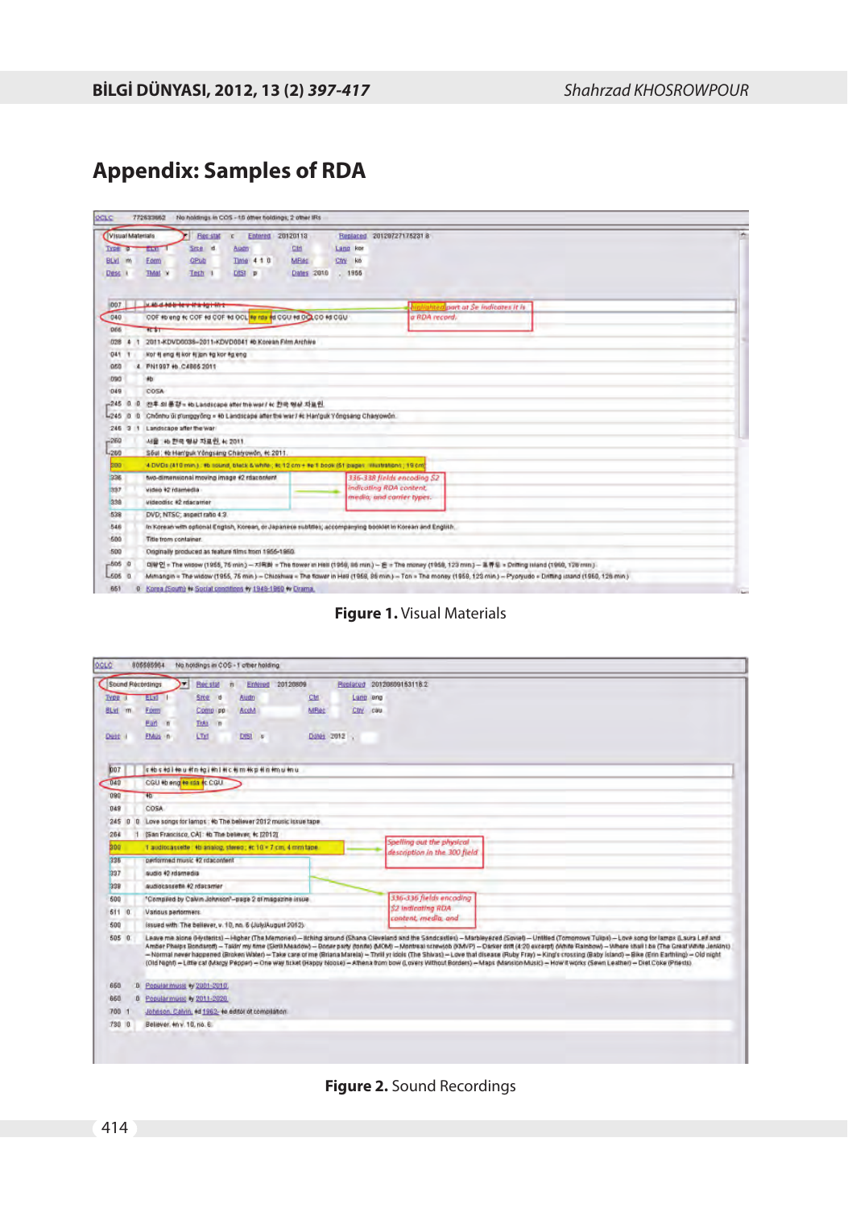## Appendix: Samples of RDA

**Figure 1.** Visual Materials

**Figure 2.** Sound Recordings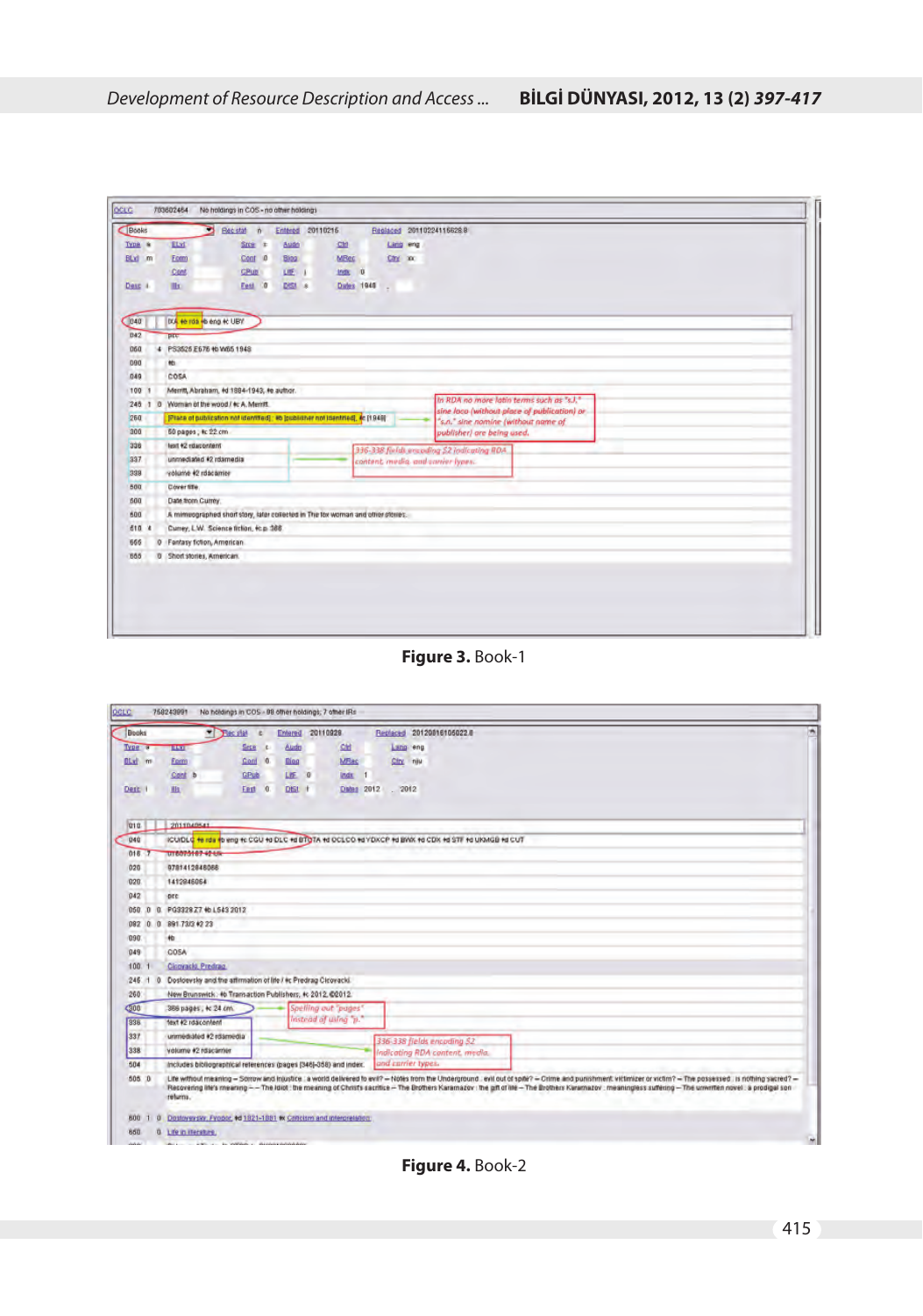**Figure 3.** Book-1

**Figure 4.** Book-2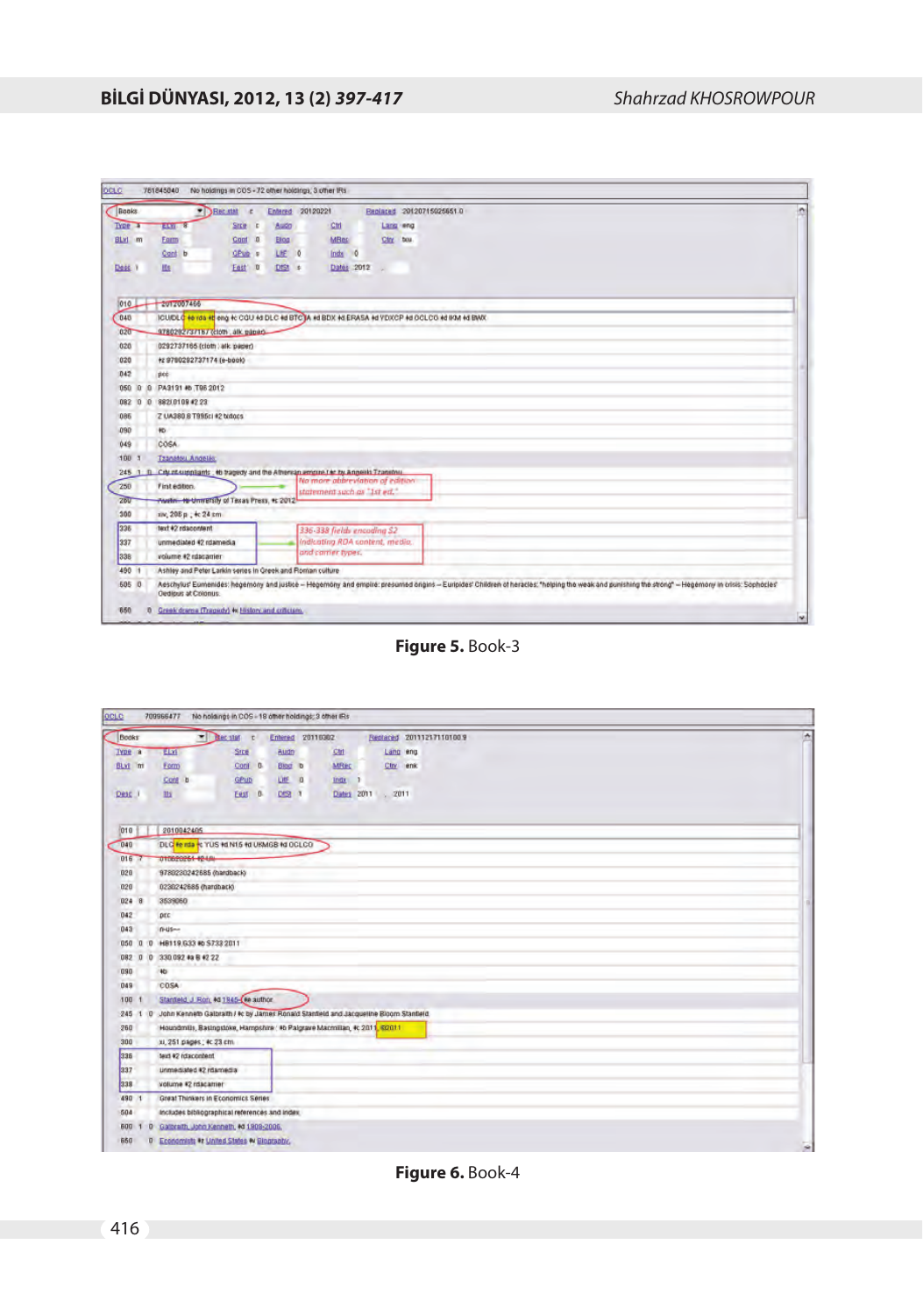**Figure 5.** Book-3

**Figure 6.** Book-4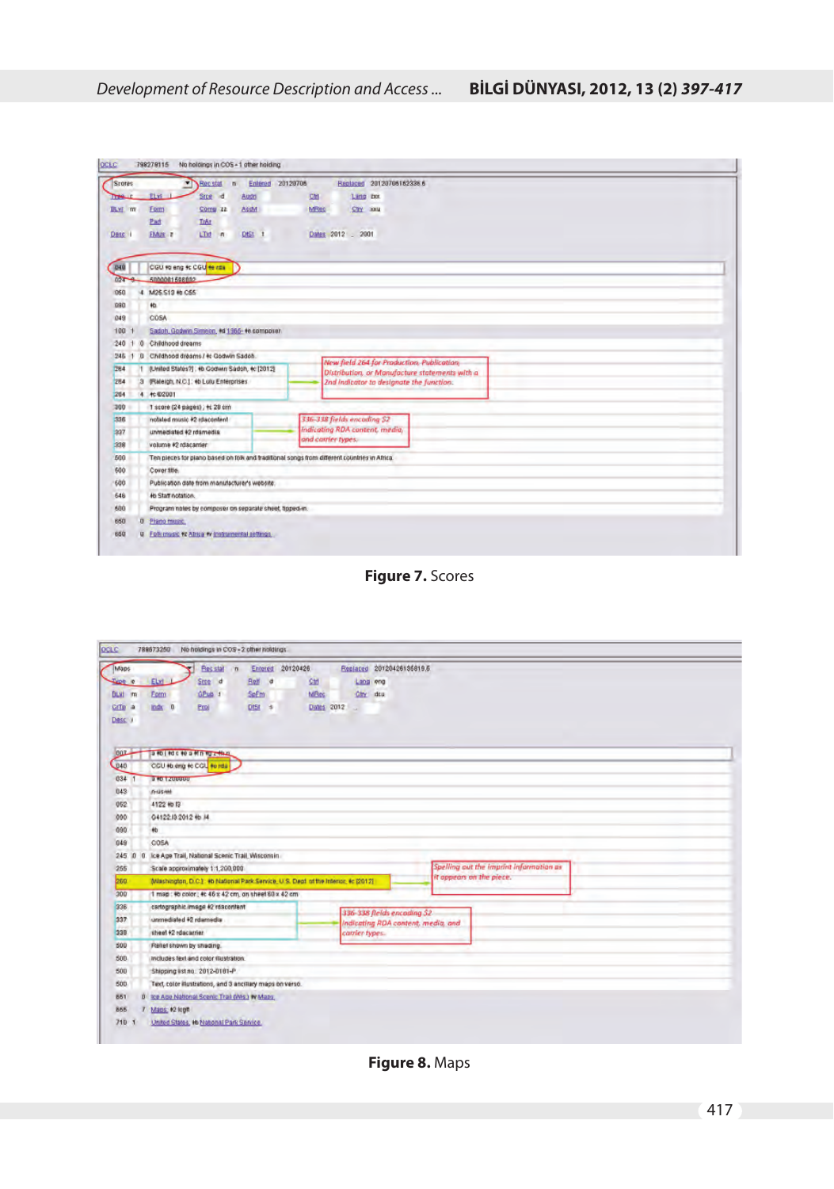Figure 7. Scores

Figure 8. Maps